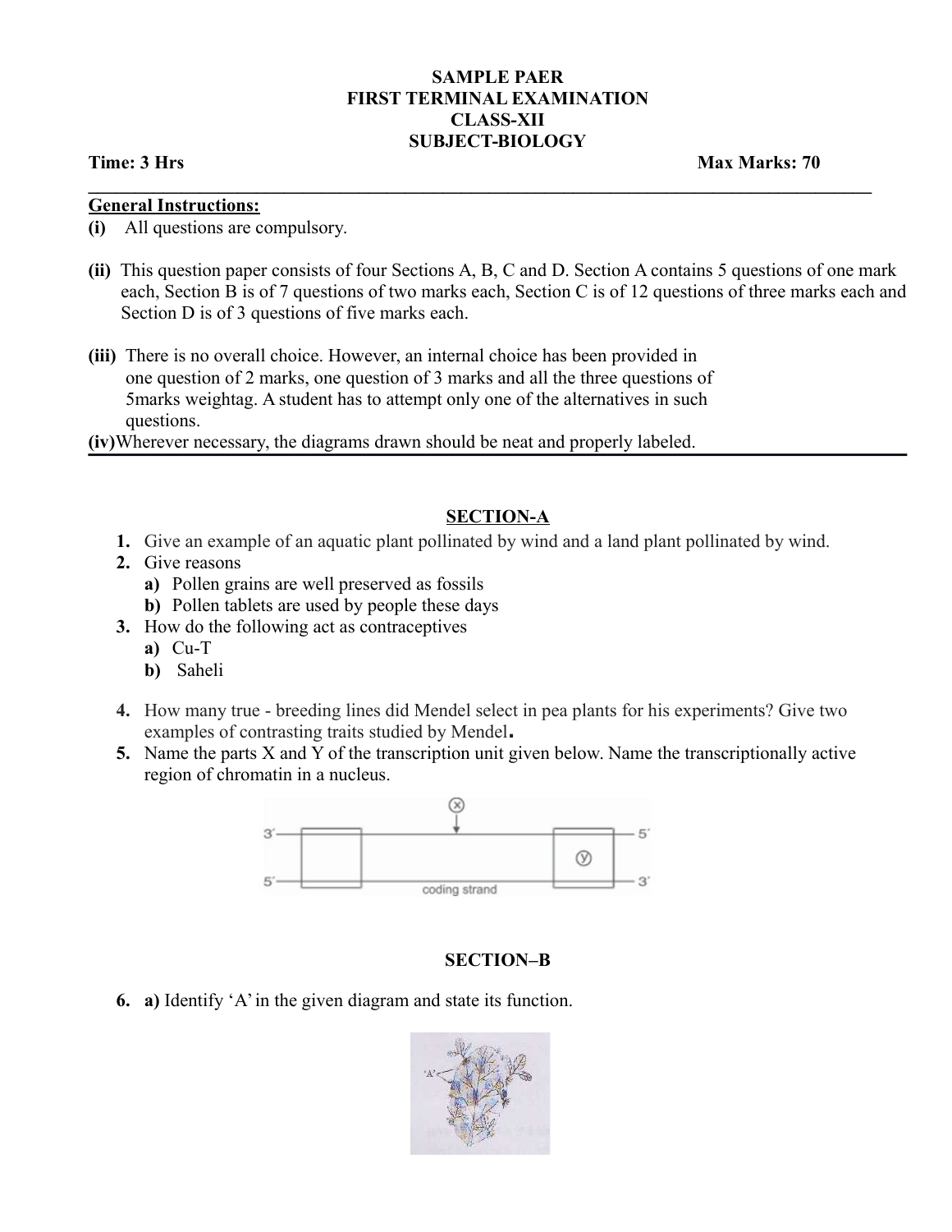**SAMPLE PAER**
**FIRST TERMINAL EXAMINATION**
**CLASS-XII**
**SUBJECT-BIOLOGY**

**Time: 3 Hrs** **Max Marks: 70**

---

**General Instructions:**

**(i)** All questions are compulsory.

**(ii)** This question paper consists of four Sections A, B, C and D. Section A contains 5 questions of one mark each, Section B is of 7 questions of two marks each, Section C is of 12 questions of three marks each and Section D is of 3 questions of five marks each.

**(iii)** There is no overall choice. However, an internal choice has been provided in one question of 2 marks, one question of 3 marks and all the three questions of 5marks weightag. A student has to attempt only one of the alternatives in such questions.

**(iv)** Wherever necessary, the diagrams drawn should be neat and properly labeled.

## SECTION-A

1. Give an example of an aquatic plant pollinated by wind and a land plant pollinated by wind.
2. Give reasons
   - **a)** Pollen grains are well preserved as fossils
   - **b)** Pollen tablets are used by people these days
3. How do the following act as contraceptives
   - **a)** Cu-T
   - **b)** Saheli
4. How many true - breeding lines did Mendel select in pea plants for his experiments? Give two examples of contrasting traits studied by Mendel**.**
5. Name the parts X and Y of the transcription unit given below. Name the transcriptionally active region of chromatin in a nucleus.

## SECTION–B

6. **a)** Identify 'A' in the given diagram and state its function.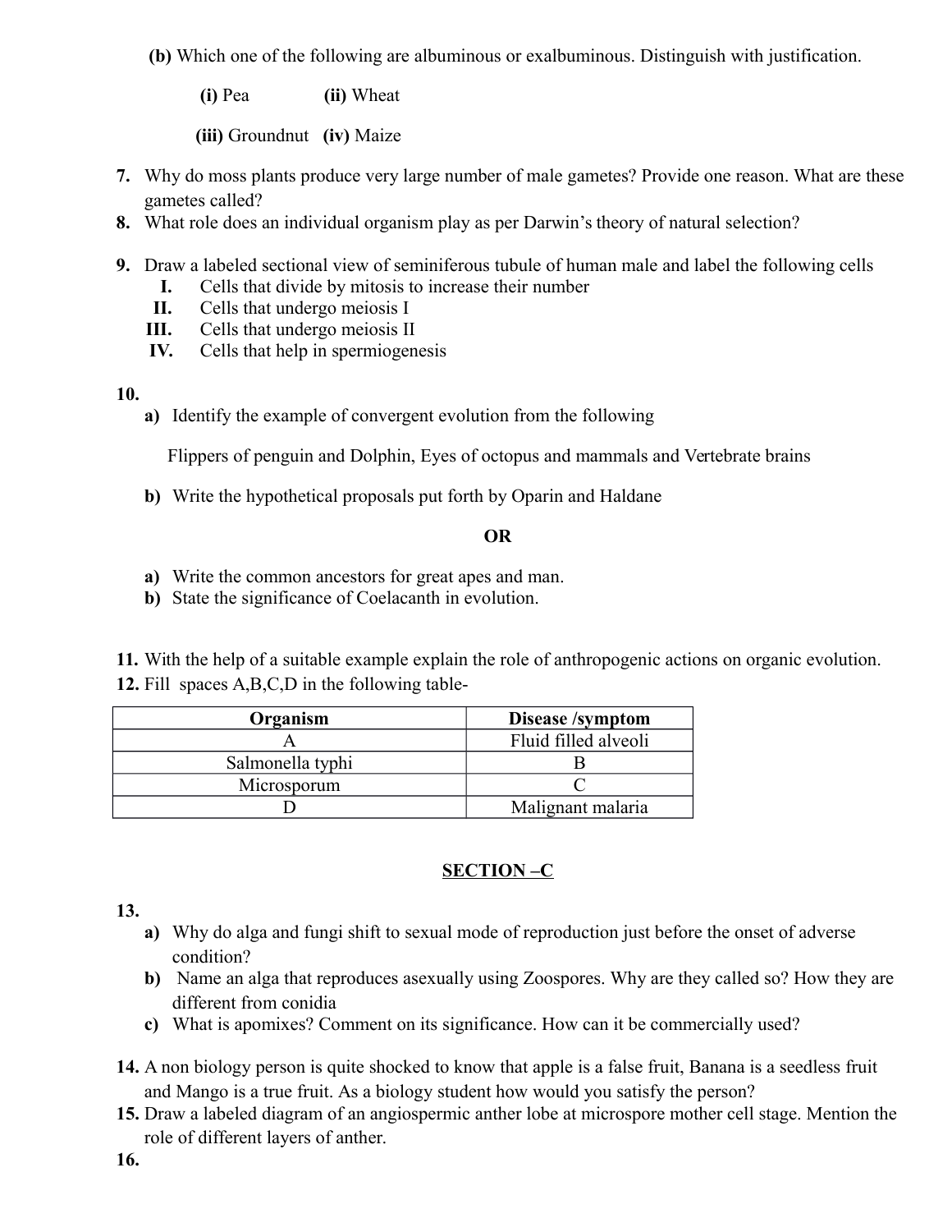**(b)** Which one of the following are albuminous or exalbuminous. Distinguish with justification.

**(i)** Pea **(ii)** Wheat

**(iii)** Groundnut **(iv)** Maize

**7.** Why do moss plants produce very large number of male gametes? Provide one reason. What are these gametes called?

**8.** What role does an individual organism play as per Darwin's theory of natural selection?

**9.** Draw a labeled sectional view of seminiferous tubule of human male and label the following cells

- **I.** Cells that divide by mitosis to increase their number
- **II.** Cells that undergo meiosis I
- **III.** Cells that undergo meiosis II
- **IV.** Cells that help in spermiogenesis

**10.**

**a)** Identify the example of convergent evolution from the following

Flippers of penguin and Dolphin, Eyes of octopus and mammals and Vertebrate brains

**b)** Write the hypothetical proposals put forth by Oparin and Haldane

**OR**

**a)** Write the common ancestors for great apes and man.

**b)** State the significance of Coelacanth in evolution.

**11.** With the help of a suitable example explain the role of anthropogenic actions on organic evolution.

**12.** Fill spaces A,B,C,D in the following table-

| Organism | Disease /symptom |
|---|---|
| A | Fluid filled alveoli |
| Salmonella typhi | B |
| Microsporum | C |
| D | Malignant malaria |

## SECTION –C

**13.**

**a)** Why do alga and fungi shift to sexual mode of reproduction just before the onset of adverse condition?

**b)** Name an alga that reproduces asexually using Zoospores. Why are they called so? How they are different from conidia

**c)** What is apomixes? Comment on its significance. How can it be commercially used?

**14.** A non biology person is quite shocked to know that apple is a false fruit, Banana is a seedless fruit and Mango is a true fruit. As a biology student how would you satisfy the person?

**15.** Draw a labeled diagram of an angiospermic anther lobe at microspore mother cell stage. Mention the role of different layers of anther.

**16.**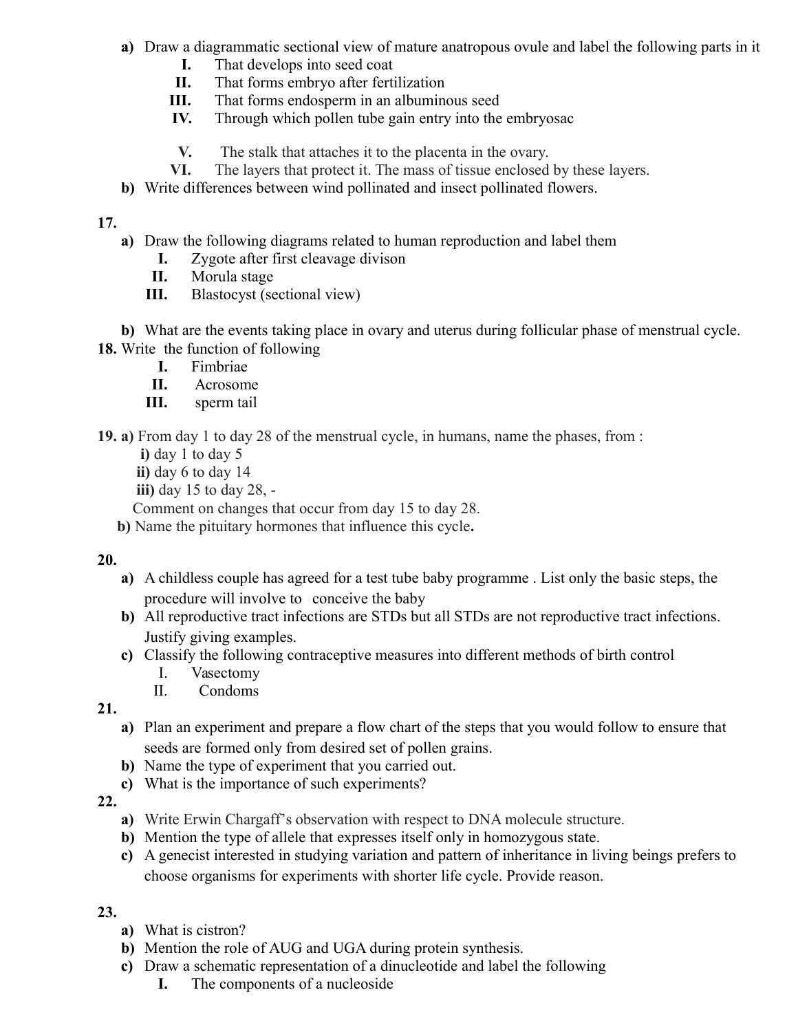a) Draw a diagrammatic sectional view of mature anatropous ovule and label the following parts in it

I. That develops into seed coat
II. That forms embryo after fertilization
III. That forms endosperm in an albuminous seed
IV. Through which pollen tube gain entry into the embryosac
V. The stalk that attaches it to the placenta in the ovary.
VI. The layers that protect it. The mass of tissue enclosed by these layers.

b) Write differences between wind pollinated and insect pollinated flowers.

**17.**

a) Draw the following diagrams related to human reproduction and label them

I. Zygote after first cleavage divison
II. Morula stage
III. Blastocyst (sectional view)

b) What are the events taking place in ovary and uterus during follicular phase of menstrual cycle.

**18.** Write the function of following

I. Fimbriae
II. Acrosome
III. sperm tail

**19. a)** From day 1 to day 28 of the menstrual cycle, in humans, name the phases, from :

**i)** day 1 to day 5
**ii)** day 6 to day 14
**iii)** day 15 to day 28, -

Comment on changes that occur from day 15 to day 28.

**b)** Name the pituitary hormones that influence this cycle**.**

**20.**

a) A childless couple has agreed for a test tube baby programme . List only the basic steps, the procedure will involve to conceive the baby

b) All reproductive tract infections are STDs but all STDs are not reproductive tract infections. Justify giving examples.

c) Classify the following contraceptive measures into different methods of birth control

I. Vasectomy
II. Condoms

**21.**

a) Plan an experiment and prepare a flow chart of the steps that you would follow to ensure that seeds are formed only from desired set of pollen grains.

b) Name the type of experiment that you carried out.

c) What is the importance of such experiments?

**22.**

a) Write Erwin Chargaff's observation with respect to DNA molecule structure.

b) Mention the type of allele that expresses itself only in homozygous state.

c) A genecist interested in studying variation and pattern of inheritance in living beings prefers to choose organisms for experiments with shorter life cycle. Provide reason.

**23.**

a) What is cistron?

b) Mention the role of AUG and UGA during protein synthesis.

c) Draw a schematic representation of a dinucleotide and label the following

I. The components of a nucleoside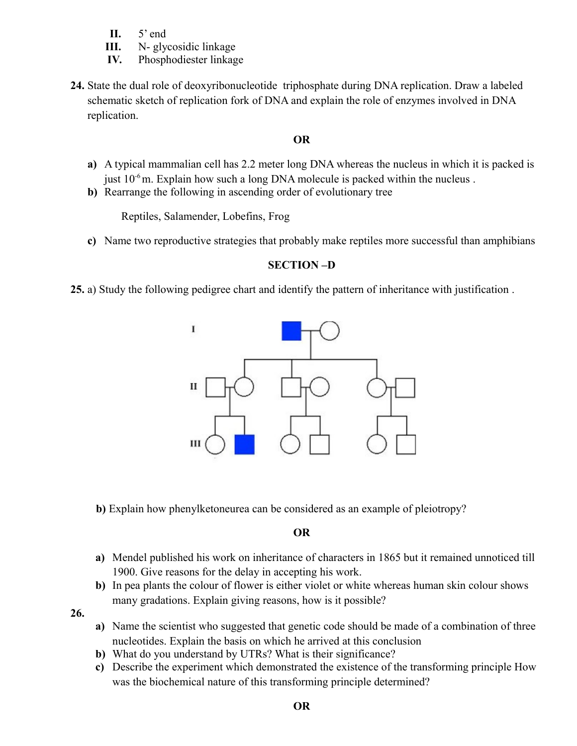II. 5' end
III. N- glycosidic linkage
IV. Phosphodiester linkage

**24.** State the dual role of deoxyribonucleotide triphosphate during DNA replication. Draw a labeled schematic sketch of replication fork of DNA and explain the role of enzymes involved in DNA replication.

**OR**

**a)** A typical mammalian cell has 2.2 meter long DNA whereas the nucleus in which it is packed is just $10^{-6}$ m. Explain how such a long DNA molecule is packed within the nucleus .

**b)** Rearrange the following in ascending order of evolutionary tree

Reptiles, Salamender, Lobefins, Frog

**c)** Name two reproductive strategies that probably make reptiles more successful than amphibians

## SECTION –D

**25.** a) Study the following pedigree chart and identify the pattern of inheritance with justification .

**b)** Explain how phenylketoneurea can be considered as an example of pleiotropy?

**OR**

**a)** Mendel published his work on inheritance of characters in 1865 but it remained unnoticed till 1900. Give reasons for the delay in accepting his work.

**b)** In pea plants the colour of flower is either violet or white whereas human skin colour shows many gradations. Explain giving reasons, how is it possible?

**26.**

**a)** Name the scientist who suggested that genetic code should be made of a combination of three nucleotides. Explain the basis on which he arrived at this conclusion

**b)** What do you understand by UTRs? What is their significance?

**c)** Describe the experiment which demonstrated the existence of the transforming principle How was the biochemical nature of this transforming principle determined?

**OR**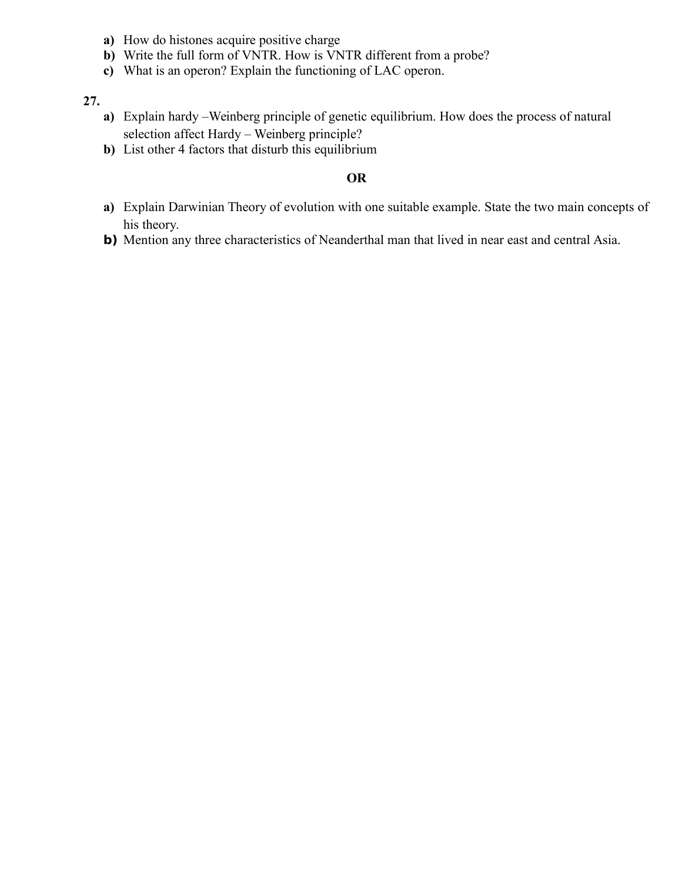**a)** How do histones acquire positive charge

**b)** Write the full form of VNTR. How is VNTR different from a probe?

**c)** What is an operon? Explain the functioning of LAC operon.

**27.**

**a)** Explain hardy –Weinberg principle of genetic equilibrium. How does the process of natural selection affect Hardy – Weinberg principle?

**b)** List other 4 factors that disturb this equilibrium

**OR**

**a)** Explain Darwinian Theory of evolution with one suitable example. State the two main concepts of his theory.

**b)** Mention any three characteristics of Neanderthal man that lived in near east and central Asia.